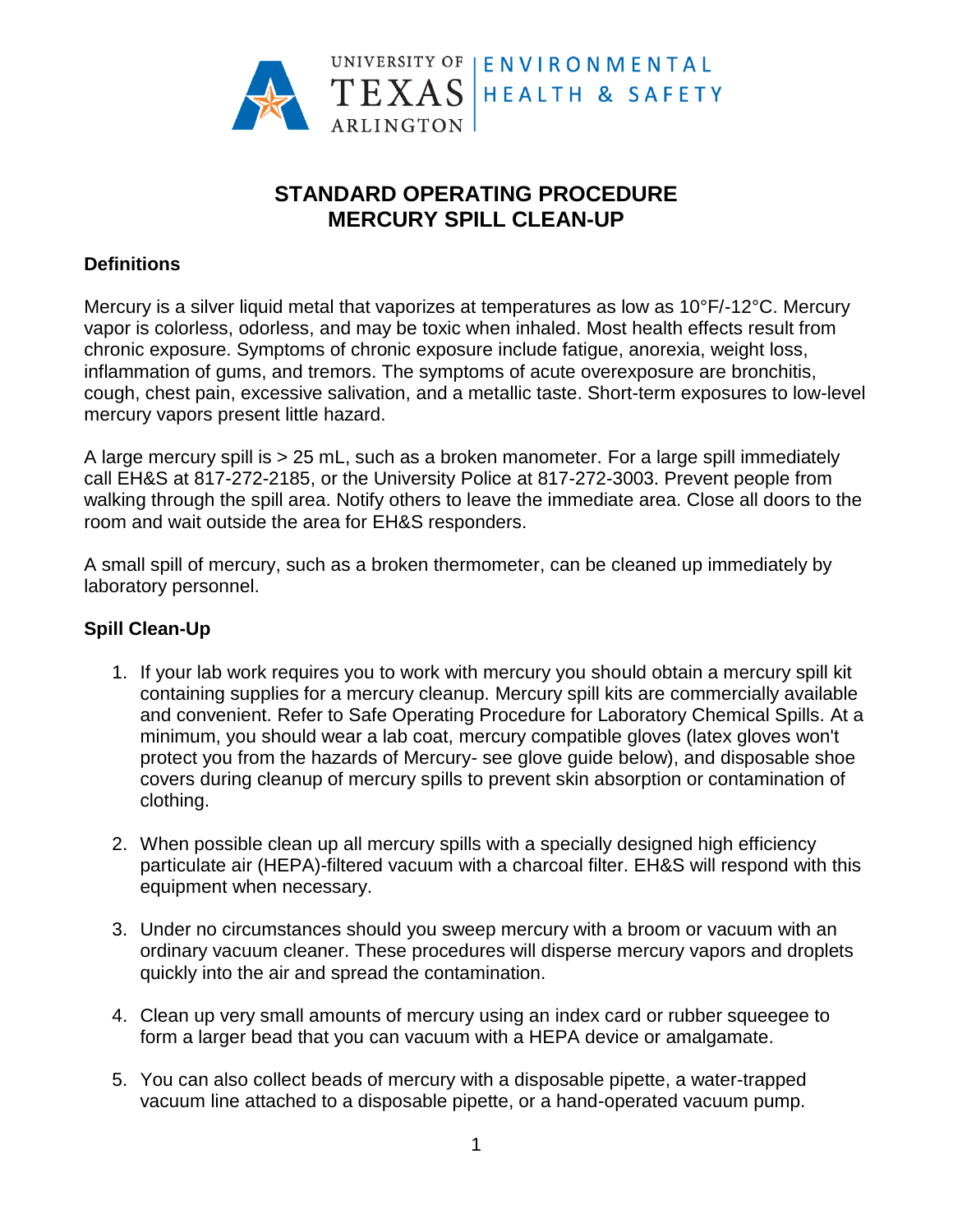UNIVERSITY OF TEXAS ARLINGTON | ENVIRONMENTAL HEALTH & SAFETY

# STANDARD OPERATING PROCEDURE
# MERCURY SPILL CLEAN-UP

## Definitions

Mercury is a silver liquid metal that vaporizes at temperatures as low as 10°F/-12°C. Mercury vapor is colorless, odorless, and may be toxic when inhaled. Most health effects result from chronic exposure. Symptoms of chronic exposure include fatigue, anorexia, weight loss, inflammation of gums, and tremors. The symptoms of acute overexposure are bronchitis, cough, chest pain, excessive salivation, and a metallic taste. Short-term exposures to low-level mercury vapors present little hazard.

A large mercury spill is > 25 mL, such as a broken manometer. For a large spill immediately call EH&S at 817-272-2185, or the University Police at 817-272-3003. Prevent people from walking through the spill area. Notify others to leave the immediate area. Close all doors to the room and wait outside the area for EH&S responders.

A small spill of mercury, such as a broken thermometer, can be cleaned up immediately by laboratory personnel.

## Spill Clean-Up

1. If your lab work requires you to work with mercury you should obtain a mercury spill kit containing supplies for a mercury cleanup. Mercury spill kits are commercially available and convenient. Refer to Safe Operating Procedure for Laboratory Chemical Spills. At a minimum, you should wear a lab coat, mercury compatible gloves (latex gloves won't protect you from the hazards of Mercury- see glove guide below), and disposable shoe covers during cleanup of mercury spills to prevent skin absorption or contamination of clothing.

2. When possible clean up all mercury spills with a specially designed high efficiency particulate air (HEPA)-filtered vacuum with a charcoal filter. EH&S will respond with this equipment when necessary.

3. Under no circumstances should you sweep mercury with a broom or vacuum with an ordinary vacuum cleaner. These procedures will disperse mercury vapors and droplets quickly into the air and spread the contamination.

4. Clean up very small amounts of mercury using an index card or rubber squeegee to form a larger bead that you can vacuum with a HEPA device or amalgamate.

5. You can also collect beads of mercury with a disposable pipette, a water-trapped vacuum line attached to a disposable pipette, or a hand-operated vacuum pump.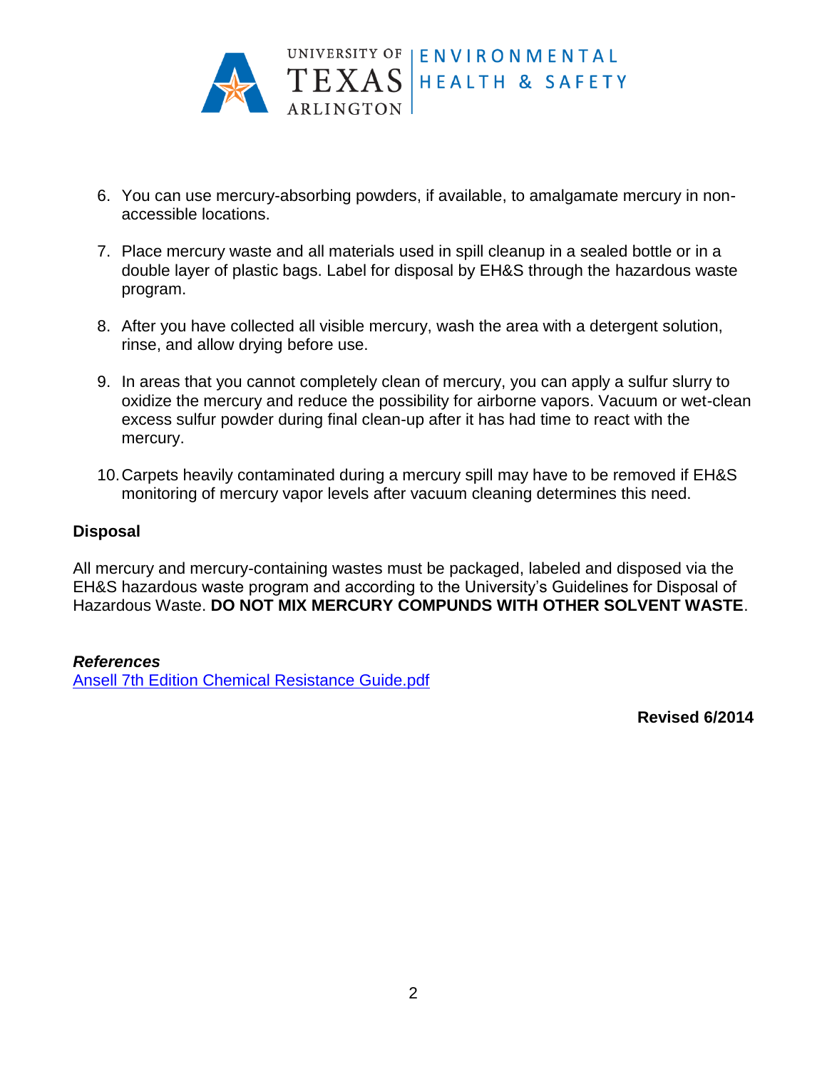6. You can use mercury-absorbing powders, if available, to amalgamate mercury in non-accessible locations.

7. Place mercury waste and all materials used in spill cleanup in a sealed bottle or in a double layer of plastic bags. Label for disposal by EH&S through the hazardous waste program.

8. After you have collected all visible mercury, wash the area with a detergent solution, rinse, and allow drying before use.

9. In areas that you cannot completely clean of mercury, you can apply a sulfur slurry to oxidize the mercury and reduce the possibility for airborne vapors. Vacuum or wet-clean excess sulfur powder during final clean-up after it has had time to react with the mercury.

10. Carpets heavily contaminated during a mercury spill may have to be removed if EH&S monitoring of mercury vapor levels after vacuum cleaning determines this need.

**Disposal**

All mercury and mercury-containing wastes must be packaged, labeled and disposed via the EH&S hazardous waste program and according to the University's Guidelines for Disposal of Hazardous Waste. **DO NOT MIX MERCURY COMPUNDS WITH OTHER SOLVENT WASTE**.

***References***

[Ansell 7th Edition Chemical Resistance Guide.pdf]

**Revised 6/2014**